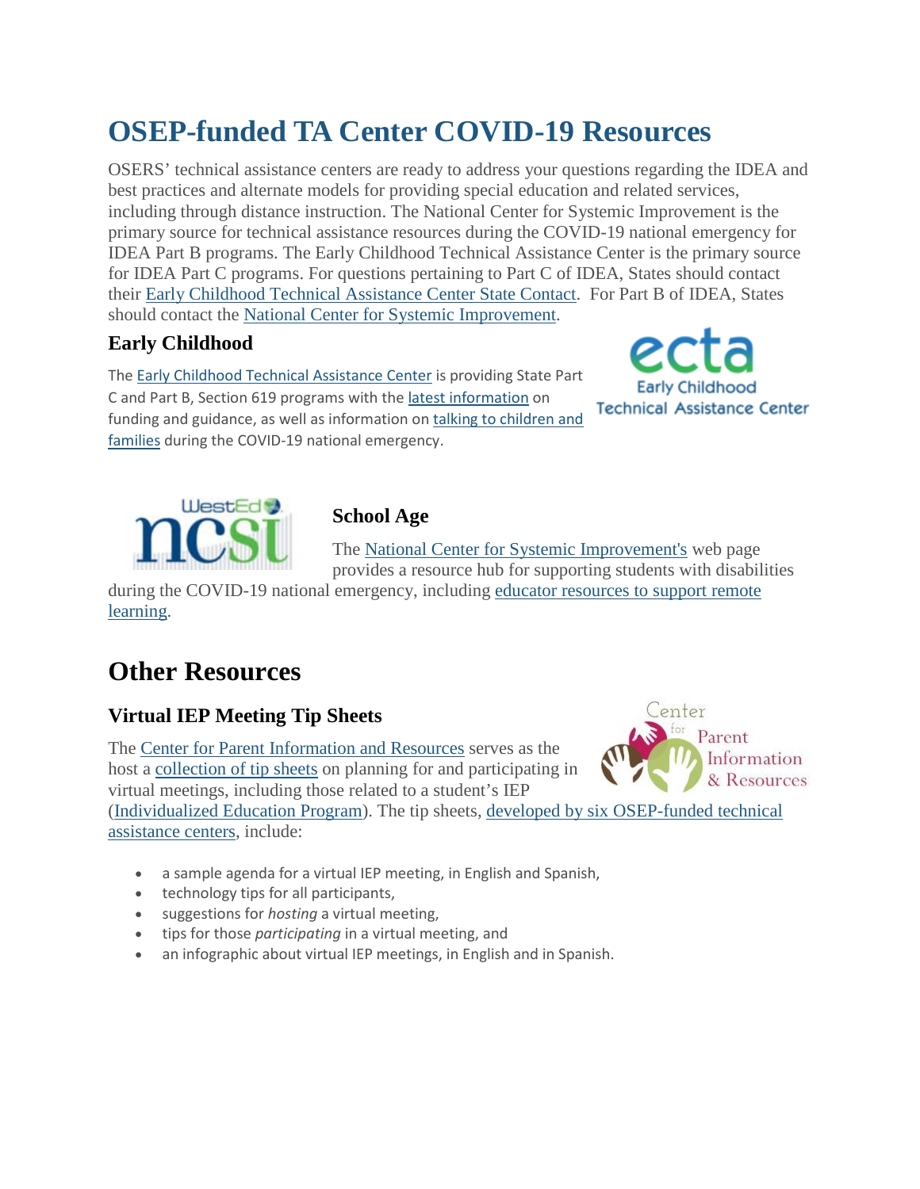# OSEP-funded TA Center COVID-19 Resources

OSERS' technical assistance centers are ready to address your questions regarding the IDEA and best practices and alternate models for providing special education and related services, including through distance instruction. The National Center for Systemic Improvement is the primary source for technical assistance resources during the COVID-19 national emergency for IDEA Part B programs. The Early Childhood Technical Assistance Center is the primary source for IDEA Part C programs. For questions pertaining to Part C of IDEA, States should contact their Early Childhood Technical Assistance Center State Contact. For Part B of IDEA, States should contact the National Center for Systemic Improvement.

### Early Childhood

The Early Childhood Technical Assistance Center is providing State Part C and Part B, Section 619 programs with the latest information on funding and guidance, as well as information on talking to children and families during the COVID-19 national emergency.

### School Age

The National Center for Systemic Improvement's web page provides a resource hub for supporting students with disabilities during the COVID-19 national emergency, including educator resources to support remote learning.

## Other Resources

### Virtual IEP Meeting Tip Sheets

The Center for Parent Information and Resources serves as the host a collection of tip sheets on planning for and participating in virtual meetings, including those related to a student's IEP (Individualized Education Program). The tip sheets, developed by six OSEP-funded technical assistance centers, include:

- a sample agenda for a virtual IEP meeting, in English and Spanish,
- technology tips for all participants,
- suggestions for *hosting* a virtual meeting,
- tips for those *participating* in a virtual meeting, and
- an infographic about virtual IEP meetings, in English and in Spanish.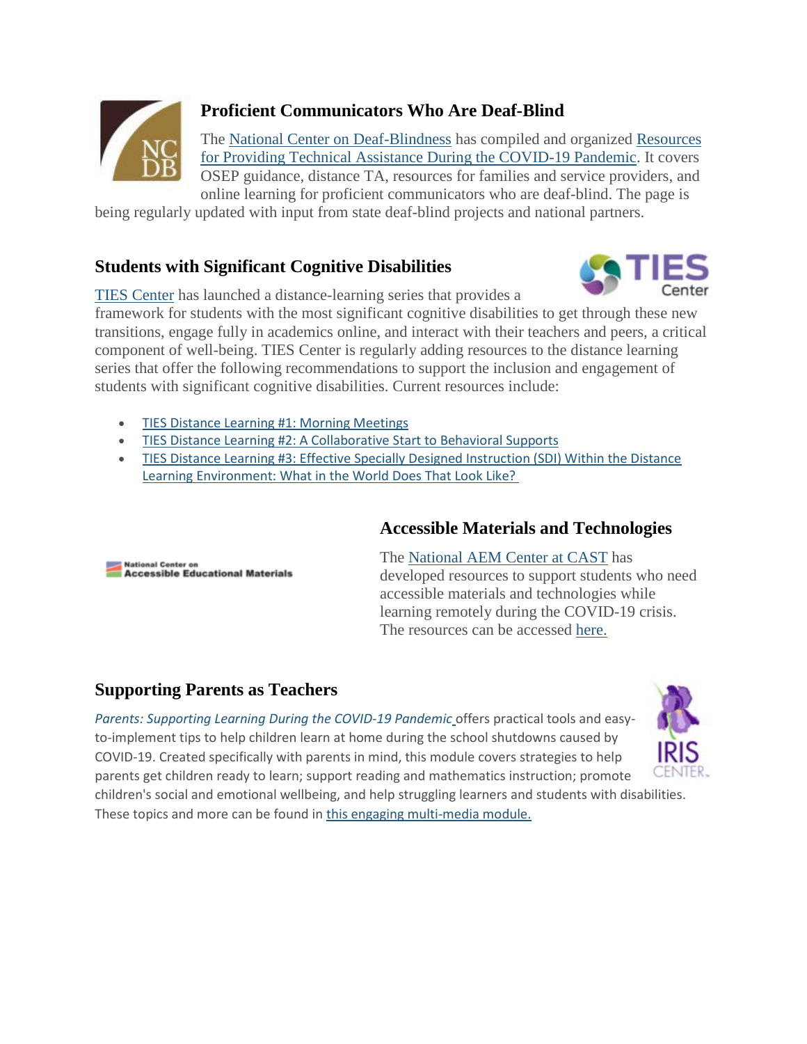## Proficient Communicators Who Are Deaf-Blind

The National Center on Deaf-Blindness has compiled and organized Resources for Providing Technical Assistance During the COVID-19 Pandemic. It covers OSEP guidance, distance TA, resources for families and service providers, and online learning for proficient communicators who are deaf-blind. The page is being regularly updated with input from state deaf-blind projects and national partners.

## Students with Significant Cognitive Disabilities

TIES Center has launched a distance-learning series that provides a framework for students with the most significant cognitive disabilities to get through these new transitions, engage fully in academics online, and interact with their teachers and peers, a critical component of well-being. TIES Center is regularly adding resources to the distance learning series that offer the following recommendations to support the inclusion and engagement of students with significant cognitive disabilities. Current resources include:

- TIES Distance Learning #1: Morning Meetings
- TIES Distance Learning #2: A Collaborative Start to Behavioral Supports
- TIES Distance Learning #3: Effective Specially Designed Instruction (SDI) Within the Distance Learning Environment: What in the World Does That Look Like?

## Accessible Materials and Technologies

The National AEM Center at CAST has developed resources to support students who need accessible materials and technologies while learning remotely during the COVID-19 crisis. The resources can be accessed here.

## Supporting Parents as Teachers

*Parents: Supporting Learning During the COVID-19 Pandemic* offers practical tools and easy-to-implement tips to help children learn at home during the school shutdowns caused by COVID-19. Created specifically with parents in mind, this module covers strategies to help parents get children ready to learn; support reading and mathematics instruction; promote children's social and emotional wellbeing, and help struggling learners and students with disabilities. These topics and more can be found in this engaging multi-media module.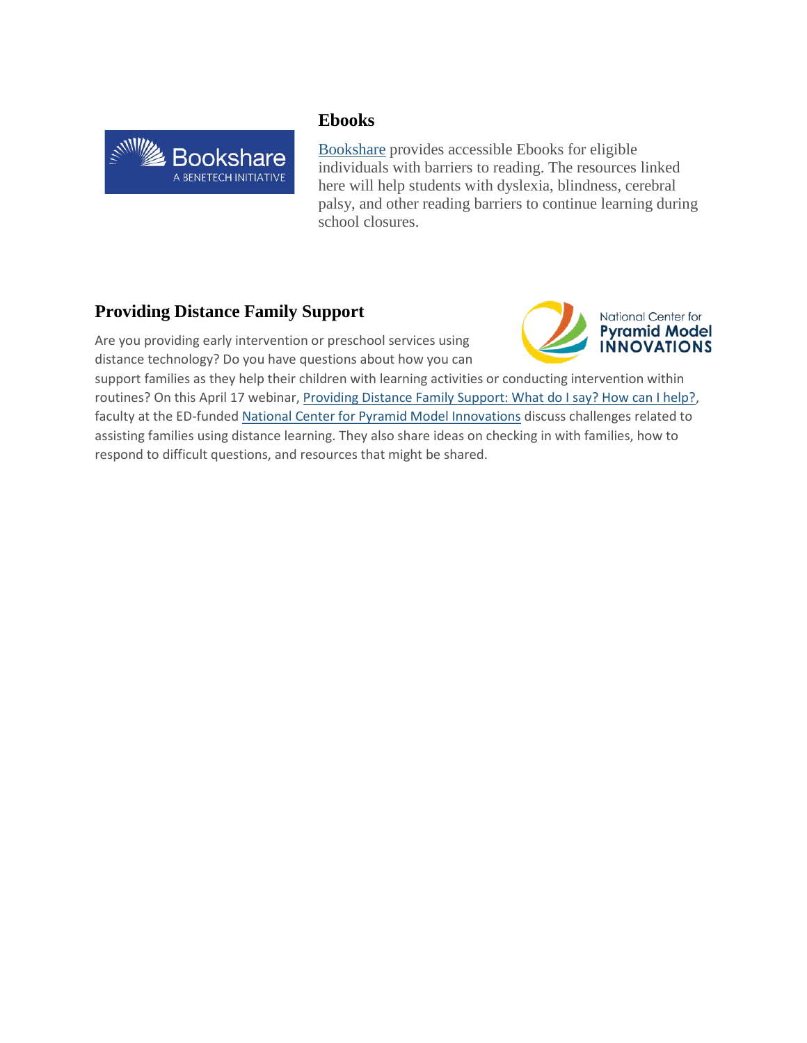## Ebooks

Bookshare provides accessible Ebooks for eligible individuals with barriers to reading. The resources linked here will help students with dyslexia, blindness, cerebral palsy, and other reading barriers to continue learning during school closures.

## Providing Distance Family Support

Are you providing early intervention or preschool services using distance technology? Do you have questions about how you can support families as they help their children with learning activities or conducting intervention within routines? On this April 17 webinar, Providing Distance Family Support: What do I say? How can I help?, faculty at the ED-funded National Center for Pyramid Model Innovations discuss challenges related to assisting families using distance learning. They also share ideas on checking in with families, how to respond to difficult questions, and resources that might be shared.